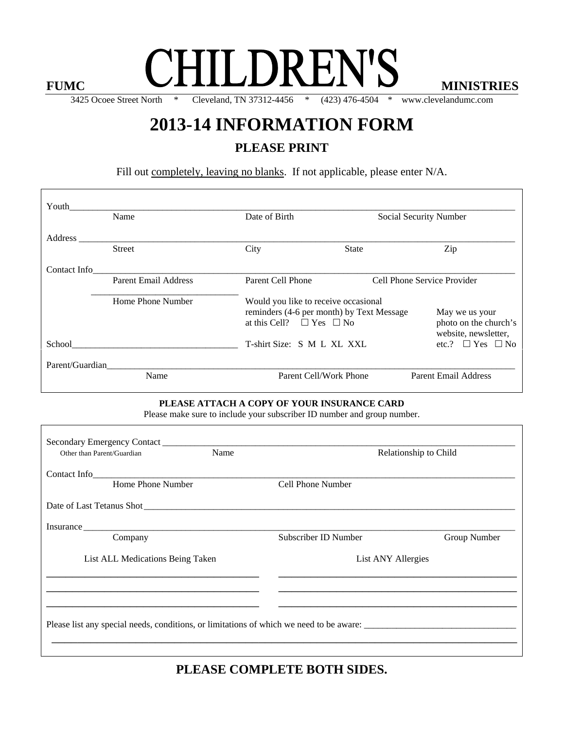**FUMC** **CHILDREN'S** **MINISTRIES**

3425 Ocoee Street North * Cleveland, TN 37312-4456 * (423) 476-4504 * www.clevelandumc.com

# 2013-14 INFORMATION FORM

## PLEASE PRINT

Fill out completely, leaving no blanks. If not applicable, please enter N/A.

Youth\_\_\_\_\_\_\_\_\_\_\_\_\_\_\_\_\_\_\_\_\_\_\_\_\_\_\_\_\_\_\_\_\_\_\_\_\_\_\_\_\_\_\_\_\_\_\_\_\_\_\_\_\_\_\_\_\_\_\_\_\_\_\_\_\_\_\_\_\_\_\_\_\_\_\_\_\_\_

Name | Date of Birth | Social Security Number

Address \_\_\_\_\_\_\_\_\_\_\_\_\_\_\_\_\_\_\_\_\_\_\_\_\_\_\_\_\_\_\_\_\_\_\_\_\_\_\_\_\_\_\_\_\_\_\_\_\_\_\_\_\_\_\_\_\_\_\_\_\_\_\_\_\_\_\_\_\_\_\_\_\_\_\_\_

Street | City | State | Zip

Contact Info\_\_\_\_\_\_\_\_\_\_\_\_\_\_\_\_\_\_\_\_\_\_\_\_\_\_\_\_\_\_\_\_\_\_\_\_\_\_\_\_\_\_\_\_\_\_\_\_\_\_\_\_\_\_\_\_\_\_\_\_\_\_\_\_\_\_\_\_\_\_\_\_

Parent Email Address | Parent Cell Phone | Cell Phone Service Provider

\_\_\_\_\_\_\_\_\_\_\_\_\_\_\_\_\_\_\_\_\_\_\_\_\_\_\_\_\_\_\_\_

Home Phone Number

Would you like to receive occasional reminders (4-6 per month) by Text Message at this Cell? ☐ Yes ☐ No

May we us your photo on the church's website, newsletter, etc.? ☐ Yes ☐ No

School\_\_\_\_\_\_\_\_\_\_\_\_\_\_\_\_\_\_\_\_\_\_\_\_\_\_\_\_\_\_\_\_\_\_\_\_\_

T-shirt Size: S M L XL XXL

Parent/Guardian\_\_\_\_\_\_\_\_\_\_\_\_\_\_\_\_\_\_\_\_\_\_\_\_\_\_\_\_\_\_\_\_\_\_\_\_\_\_\_\_\_\_\_\_\_\_\_\_\_\_\_\_\_\_\_\_\_\_\_\_\_\_\_\_\_\_\_\_\_\_\_

Name | Parent Cell/Work Phone | Parent Email Address

**PLEASE ATTACH A COPY OF YOUR INSURANCE CARD**

Please make sure to include your subscriber ID number and group number.

Secondary Emergency Contact \_\_\_\_\_\_\_\_\_\_\_\_\_\_\_\_\_\_\_\_\_\_\_\_\_\_\_\_\_\_\_\_\_\_\_\_\_\_\_\_\_\_\_\_\_\_\_\_\_\_\_\_\_\_\_\_\_\_\_\_\_\_

Other than Parent/Guardian | Name | Relationship to Child

Contact Info\_\_\_\_\_\_\_\_\_\_\_\_\_\_\_\_\_\_\_\_\_\_\_\_\_\_\_\_\_\_\_\_\_\_\_\_\_\_\_\_\_\_\_\_\_\_\_\_\_\_\_\_\_\_\_\_\_\_\_\_\_\_\_\_\_\_\_\_\_\_\_\_

Home Phone Number | Cell Phone Number

Date of Last Tetanus Shot \_\_\_\_\_\_\_\_\_\_\_\_\_\_\_\_\_\_\_\_\_\_\_\_\_\_\_\_\_\_\_\_\_\_\_\_\_\_\_\_\_\_\_\_\_\_\_\_\_\_\_\_\_\_\_\_\_\_\_\_\_\_\_\_\_

Insurance \_\_\_\_\_\_\_\_\_\_\_\_\_\_\_\_\_\_\_\_\_\_\_\_\_\_\_\_\_\_\_\_\_\_\_\_\_\_\_\_\_\_\_\_\_\_\_\_\_\_\_\_\_\_\_\_\_\_\_\_\_\_\_\_\_\_\_\_\_\_\_\_\_\_\_

Company | Subscriber ID Number | Group Number

| List ALL Medications Being Taken | List ANY Allergies |
|---|---|
| \_\_\_\_\_\_\_\_\_\_\_\_\_\_\_\_\_\_\_\_\_\_\_\_\_\_\_\_\_\_\_\_ | \_\_\_\_\_\_\_\_\_\_\_\_\_\_\_\_\_\_\_\_\_\_\_\_\_\_\_\_\_\_\_\_ |
| \_\_\_\_\_\_\_\_\_\_\_\_\_\_\_\_\_\_\_\_\_\_\_\_\_\_\_\_\_\_\_\_ | \_\_\_\_\_\_\_\_\_\_\_\_\_\_\_\_\_\_\_\_\_\_\_\_\_\_\_\_\_\_\_\_ |
| \_\_\_\_\_\_\_\_\_\_\_\_\_\_\_\_\_\_\_\_\_\_\_\_\_\_\_\_\_\_\_\_ | \_\_\_\_\_\_\_\_\_\_\_\_\_\_\_\_\_\_\_\_\_\_\_\_\_\_\_\_\_\_\_\_ |

Please list any special needs, conditions, or limitations of which we need to be aware: \_\_\_\_\_\_\_\_\_\_\_\_\_\_\_\_\_\_\_\_\_\_\_\_\_\_\_\_\_\_\_\_

\_\_\_\_\_\_\_\_\_\_\_\_\_\_\_\_\_\_\_\_\_\_\_\_\_\_\_\_\_\_\_\_\_\_\_\_\_\_\_\_\_\_\_\_\_\_\_\_\_\_\_\_\_\_\_\_\_\_\_\_\_\_\_\_\_\_\_\_\_\_\_\_\_\_\_\_\_\_\_\_\_\_\_\_

## PLEASE COMPLETE BOTH SIDES.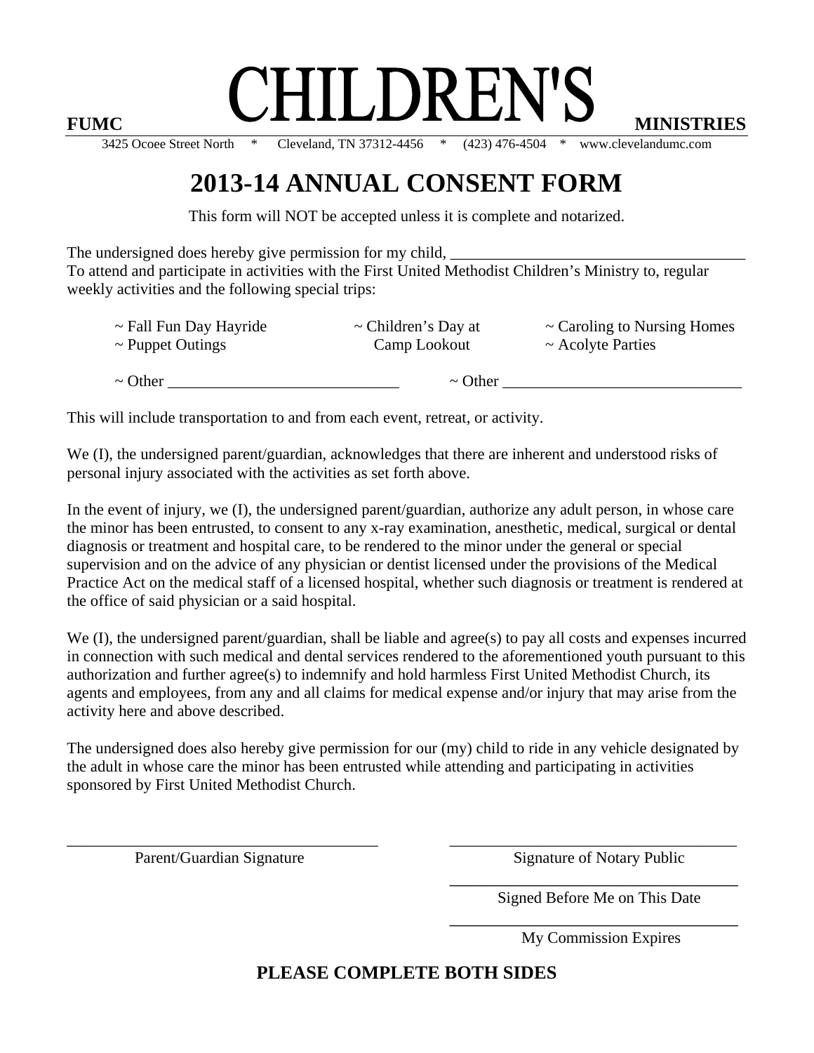**FUMC** **CHILDREN'S** **MINISTRIES**

3425 Ocoee Street North * Cleveland, TN 37312-4456 * (423) 476-4504 * www.clevelandumc.com

# 2013-14 ANNUAL CONSENT FORM

This form will NOT be accepted unless it is complete and notarized.

The undersigned does hereby give permission for my child, ______________________________________
To attend and participate in activities with the First United Methodist Children's Ministry to, regular weekly activities and the following special trips:

~ Fall Fun Day Hayride
~ Puppet Outings
~ Children's Day at Camp Lookout
~ Caroling to Nursing Homes
~ Acolyte Parties

~ Other ______________________________ ~ Other _______________________________

This will include transportation to and from each event, retreat, or activity.

We (I), the undersigned parent/guardian, acknowledges that there are inherent and understood risks of personal injury associated with the activities as set forth above.

In the event of injury, we (I), the undersigned parent/guardian, authorize any adult person, in whose care the minor has been entrusted, to consent to any x-ray examination, anesthetic, medical, surgical or dental diagnosis or treatment and hospital care, to be rendered to the minor under the general or special supervision and on the advice of any physician or dentist licensed under the provisions of the Medical Practice Act on the medical staff of a licensed hospital, whether such diagnosis or treatment is rendered at the office of said physician or a said hospital.

We (I), the undersigned parent/guardian, shall be liable and agree(s) to pay all costs and expenses incurred in connection with such medical and dental services rendered to the aforementioned youth pursuant to this authorization and further agree(s) to indemnify and hold harmless First United Methodist Church, its agents and employees, from any and all claims for medical expense and/or injury that may arise from the activity here and above described.

The undersigned does also hereby give permission for our (my) child to ride in any vehicle designated by the adult in whose care the minor has been entrusted while attending and participating in activities sponsored by First United Methodist Church.

_______________________________________
Parent/Guardian Signature

_______________________________________
Signature of Notary Public

_______________________________________
Signed Before Me on This Date

_______________________________________
My Commission Expires

**PLEASE COMPLETE BOTH SIDES**